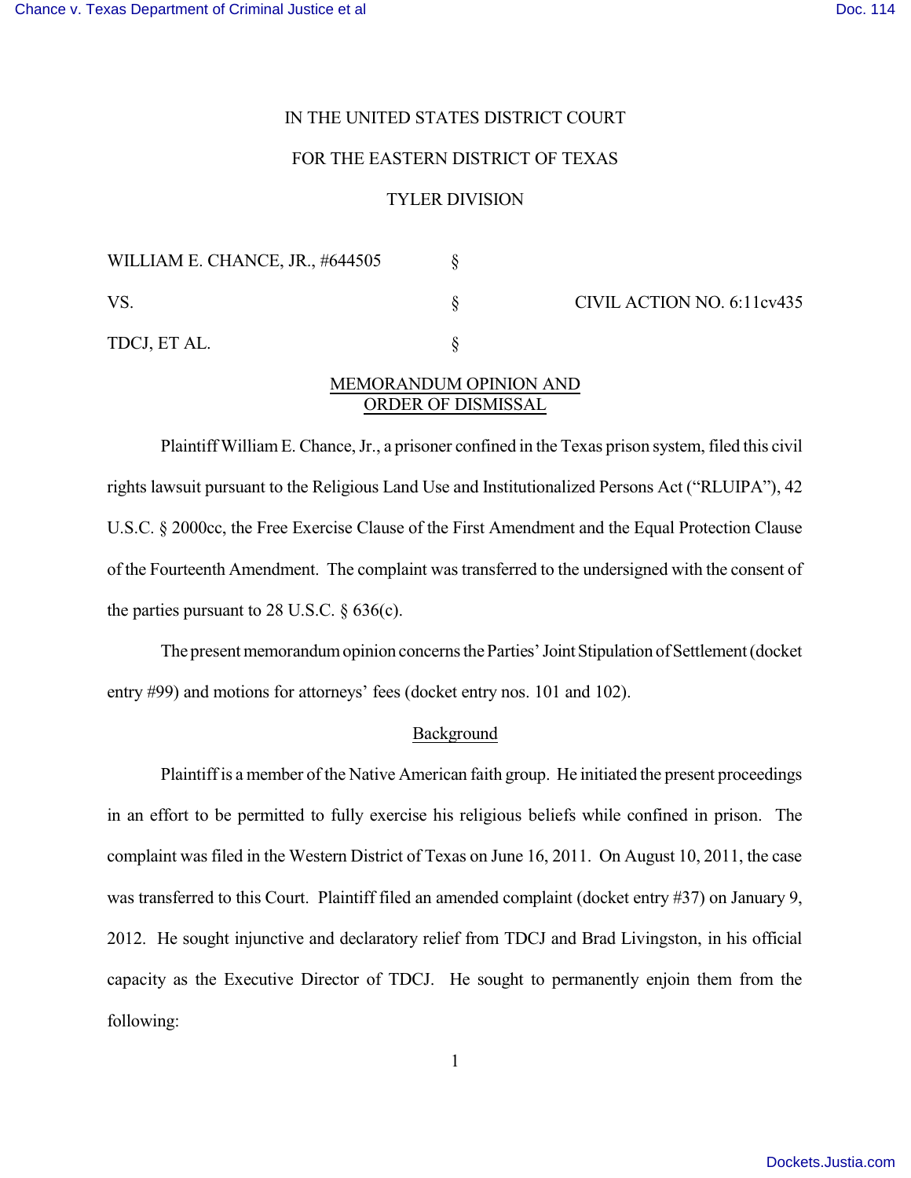IN THE UNITED STATES DISTRICT COURT

FOR THE EASTERN DISTRICT OF TEXAS

TYLER DIVISION

| | | |
|---|---|---|
| WILLIAM E. CHANCE, JR., #644505 | § | |
| VS. | § | CIVIL ACTION NO. 6:11cv435 |
| TDCJ, ET AL. | § | |

## MEMORANDUM OPINION AND ORDER OF DISMISSAL

Plaintiff William E. Chance, Jr., a prisoner confined in the Texas prison system, filed this civil rights lawsuit pursuant to the Religious Land Use and Institutionalized Persons Act ("RLUIPA"), 42 U.S.C. § 2000cc, the Free Exercise Clause of the First Amendment and the Equal Protection Clause of the Fourteenth Amendment. The complaint was transferred to the undersigned with the consent of the parties pursuant to 28 U.S.C. § 636(c).

The present memorandum opinion concerns the Parties' Joint Stipulation of Settlement (docket entry #99) and motions for attorneys' fees (docket entry nos. 101 and 102).

### Background

Plaintiff is a member of the Native American faith group. He initiated the present proceedings in an effort to be permitted to fully exercise his religious beliefs while confined in prison. The complaint was filed in the Western District of Texas on June 16, 2011. On August 10, 2011, the case was transferred to this Court. Plaintiff filed an amended complaint (docket entry #37) on January 9, 2012. He sought injunctive and declaratory relief from TDCJ and Brad Livingston, in his official capacity as the Executive Director of TDCJ. He sought to permanently enjoin them from the following: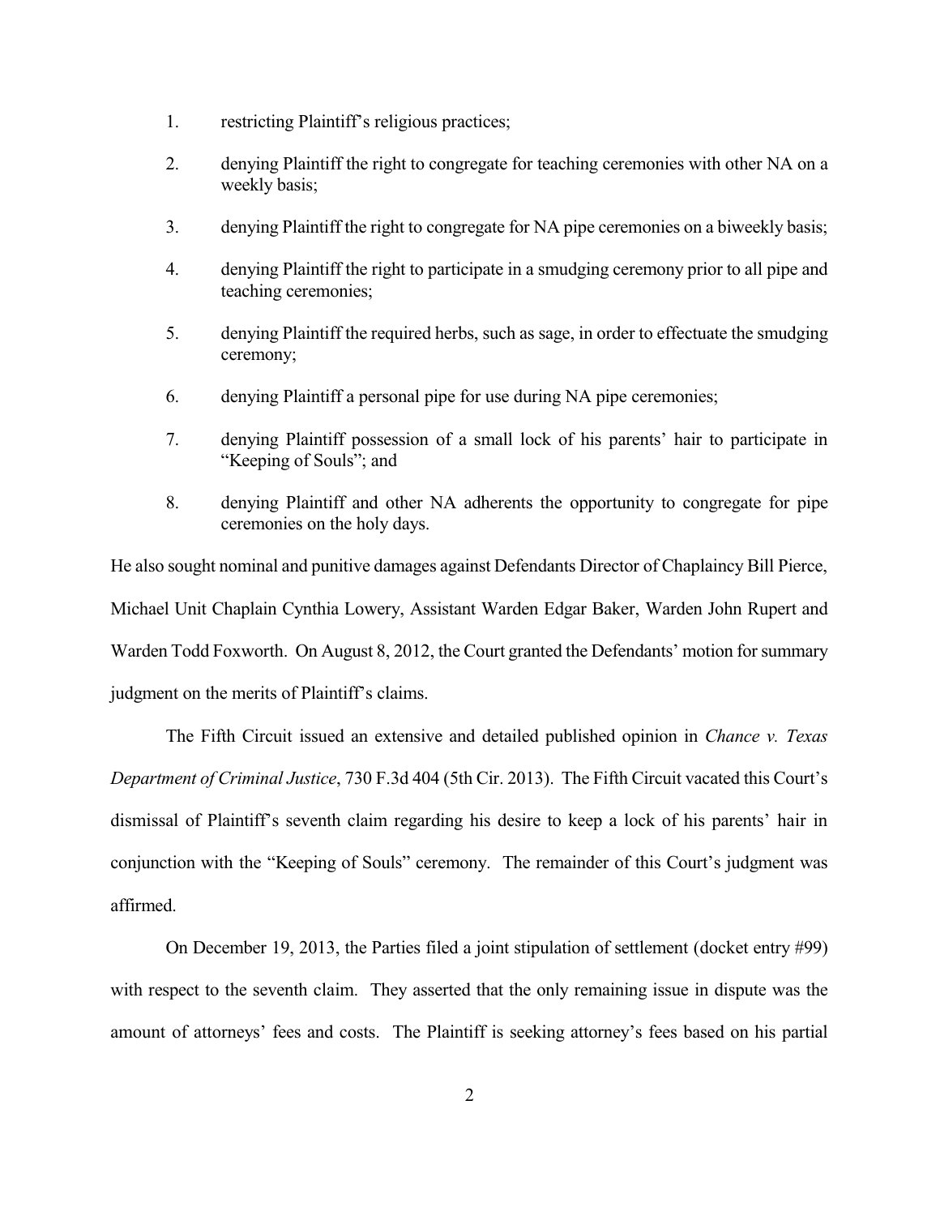1. restricting Plaintiff's religious practices;
2. denying Plaintiff the right to congregate for teaching ceremonies with other NA on a weekly basis;
3. denying Plaintiff the right to congregate for NA pipe ceremonies on a biweekly basis;
4. denying Plaintiff the right to participate in a smudging ceremony prior to all pipe and teaching ceremonies;
5. denying Plaintiff the required herbs, such as sage, in order to effectuate the smudging ceremony;
6. denying Plaintiff a personal pipe for use during NA pipe ceremonies;
7. denying Plaintiff possession of a small lock of his parents' hair to participate in "Keeping of Souls"; and
8. denying Plaintiff and other NA adherents the opportunity to congregate for pipe ceremonies on the holy days.

He also sought nominal and punitive damages against Defendants Director of Chaplaincy Bill Pierce, Michael Unit Chaplain Cynthia Lowery, Assistant Warden Edgar Baker, Warden John Rupert and Warden Todd Foxworth. On August 8, 2012, the Court granted the Defendants' motion for summary judgment on the merits of Plaintiff's claims.

The Fifth Circuit issued an extensive and detailed published opinion in *Chance v. Texas Department of Criminal Justice*, 730 F.3d 404 (5th Cir. 2013). The Fifth Circuit vacated this Court's dismissal of Plaintiff's seventh claim regarding his desire to keep a lock of his parents' hair in conjunction with the "Keeping of Souls" ceremony. The remainder of this Court's judgment was affirmed.

On December 19, 2013, the Parties filed a joint stipulation of settlement (docket entry #99) with respect to the seventh claim. They asserted that the only remaining issue in dispute was the amount of attorneys' fees and costs. The Plaintiff is seeking attorney's fees based on his partial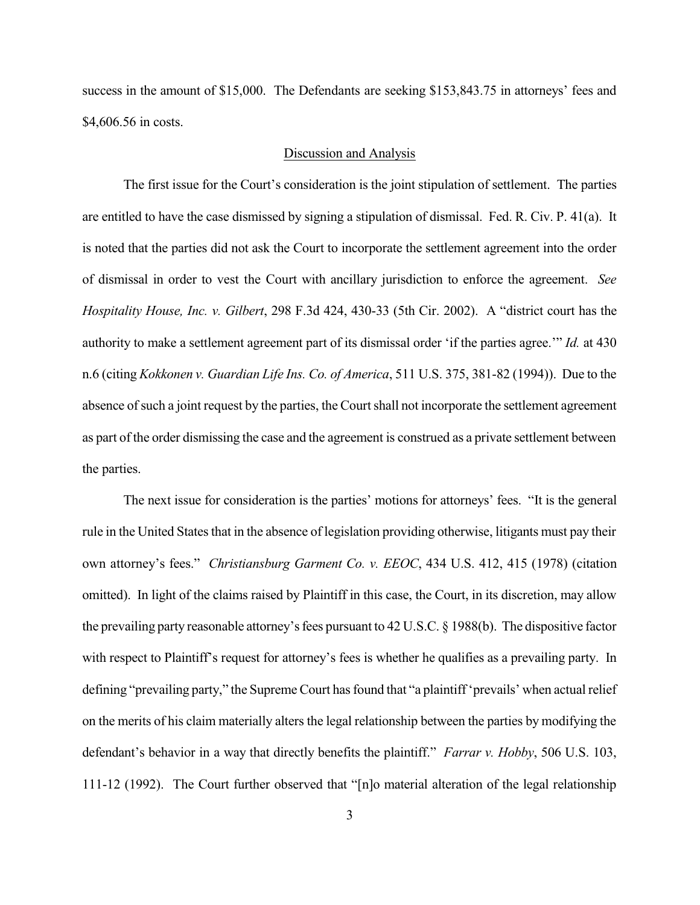success in the amount of $15,000. The Defendants are seeking $153,843.75 in attorneys' fees and $4,606.56 in costs.

## Discussion and Analysis

The first issue for the Court's consideration is the joint stipulation of settlement. The parties are entitled to have the case dismissed by signing a stipulation of dismissal. Fed. R. Civ. P. 41(a). It is noted that the parties did not ask the Court to incorporate the settlement agreement into the order of dismissal in order to vest the Court with ancillary jurisdiction to enforce the agreement. *See Hospitality House, Inc. v. Gilbert*, 298 F.3d 424, 430-33 (5th Cir. 2002). A "district court has the authority to make a settlement agreement part of its dismissal order 'if the parties agree.'" *Id.* at 430 n.6 (citing *Kokkonen v. Guardian Life Ins. Co. of America*, 511 U.S. 375, 381-82 (1994)). Due to the absence of such a joint request by the parties, the Court shall not incorporate the settlement agreement as part of the order dismissing the case and the agreement is construed as a private settlement between the parties.

The next issue for consideration is the parties' motions for attorneys' fees. "It is the general rule in the United States that in the absence of legislation providing otherwise, litigants must pay their own attorney's fees." *Christiansburg Garment Co. v. EEOC*, 434 U.S. 412, 415 (1978) (citation omitted). In light of the claims raised by Plaintiff in this case, the Court, in its discretion, may allow the prevailing party reasonable attorney's fees pursuant to 42 U.S.C. § 1988(b). The dispositive factor with respect to Plaintiff's request for attorney's fees is whether he qualifies as a prevailing party. In defining "prevailing party," the Supreme Court has found that "a plaintiff 'prevails' when actual relief on the merits of his claim materially alters the legal relationship between the parties by modifying the defendant's behavior in a way that directly benefits the plaintiff." *Farrar v. Hobby*, 506 U.S. 103, 111-12 (1992). The Court further observed that "[n]o material alteration of the legal relationship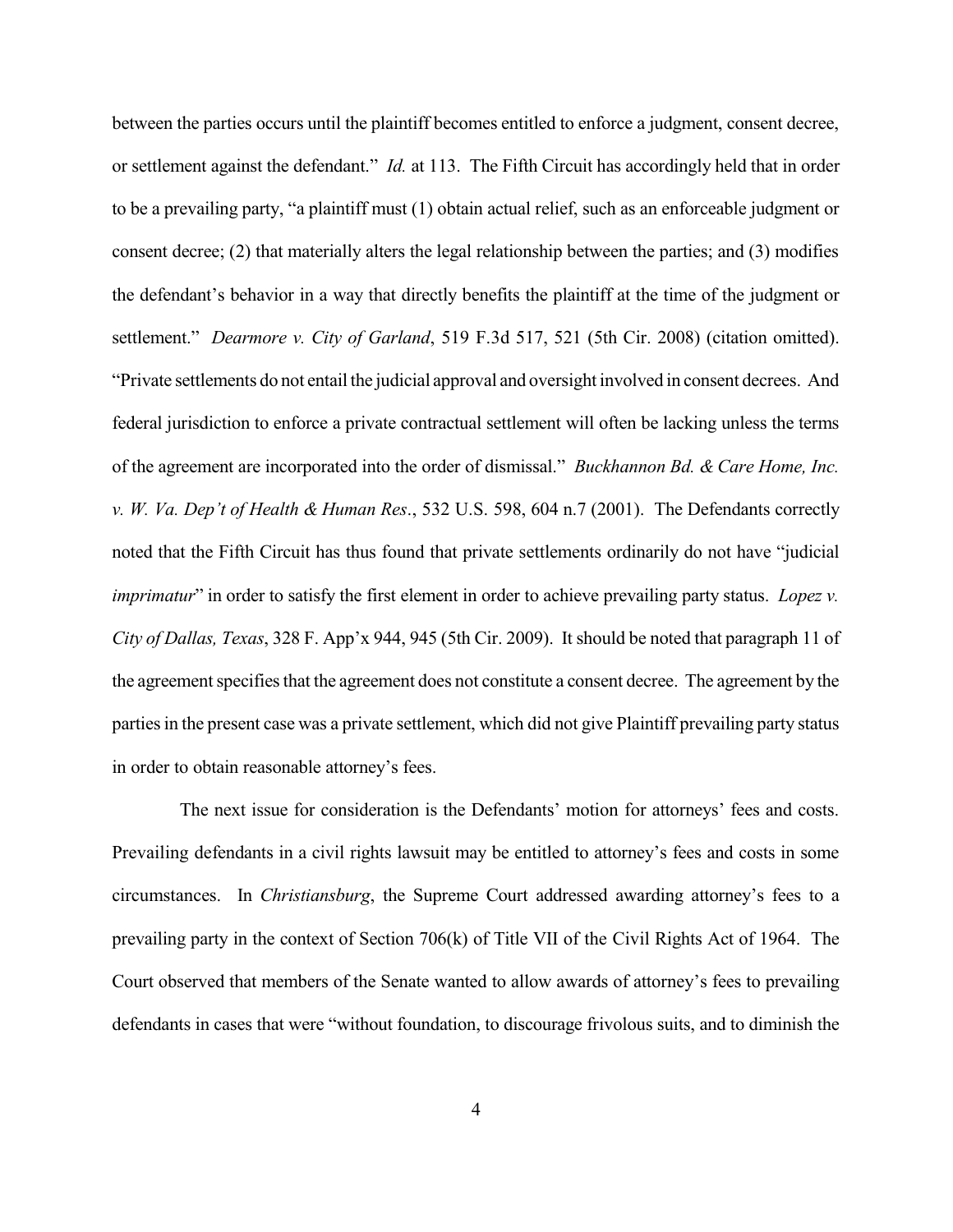between the parties occurs until the plaintiff becomes entitled to enforce a judgment, consent decree, or settlement against the defendant." *Id.* at 113. The Fifth Circuit has accordingly held that in order to be a prevailing party, "a plaintiff must (1) obtain actual relief, such as an enforceable judgment or consent decree; (2) that materially alters the legal relationship between the parties; and (3) modifies the defendant's behavior in a way that directly benefits the plaintiff at the time of the judgment or settlement." *Dearmore v. City of Garland*, 519 F.3d 517, 521 (5th Cir. 2008) (citation omitted). "Private settlements do not entail the judicial approval and oversight involved in consent decrees. And federal jurisdiction to enforce a private contractual settlement will often be lacking unless the terms of the agreement are incorporated into the order of dismissal." *Buckhannon Bd. & Care Home, Inc. v. W. Va. Dep't of Health & Human Res*., 532 U.S. 598, 604 n.7 (2001). The Defendants correctly noted that the Fifth Circuit has thus found that private settlements ordinarily do not have "judicial *imprimatur*" in order to satisfy the first element in order to achieve prevailing party status. *Lopez v. City of Dallas, Texas*, 328 F. App'x 944, 945 (5th Cir. 2009). It should be noted that paragraph 11 of the agreement specifies that the agreement does not constitute a consent decree. The agreement by the parties in the present case was a private settlement, which did not give Plaintiff prevailing party status in order to obtain reasonable attorney's fees.

The next issue for consideration is the Defendants' motion for attorneys' fees and costs. Prevailing defendants in a civil rights lawsuit may be entitled to attorney's fees and costs in some circumstances. In *Christiansburg*, the Supreme Court addressed awarding attorney's fees to a prevailing party in the context of Section 706(k) of Title VII of the Civil Rights Act of 1964. The Court observed that members of the Senate wanted to allow awards of attorney's fees to prevailing defendants in cases that were "without foundation, to discourage frivolous suits, and to diminish the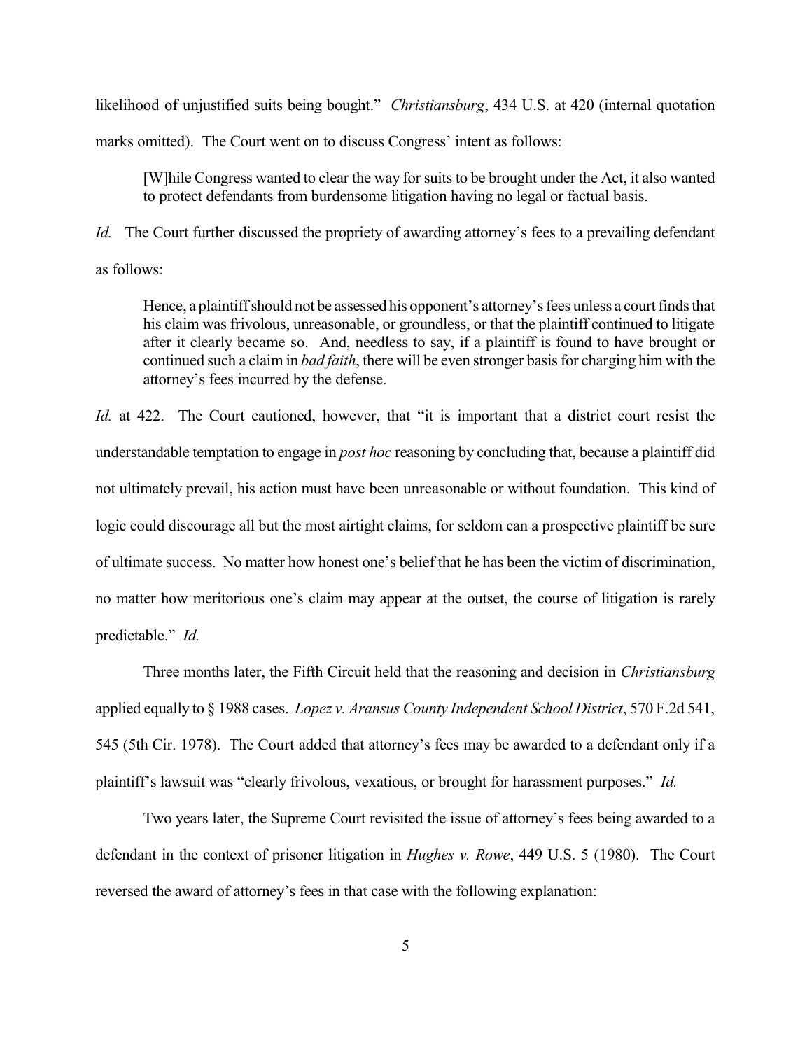likelihood of unjustified suits being bought." *Christiansburg*, 434 U.S. at 420 (internal quotation marks omitted). The Court went on to discuss Congress' intent as follows:

> [W]hile Congress wanted to clear the way for suits to be brought under the Act, it also wanted to protect defendants from burdensome litigation having no legal or factual basis.

*Id.* The Court further discussed the propriety of awarding attorney's fees to a prevailing defendant as follows:

> Hence, a plaintiff should not be assessed his opponent's attorney's fees unless a court finds that his claim was frivolous, unreasonable, or groundless, or that the plaintiff continued to litigate after it clearly became so. And, needless to say, if a plaintiff is found to have brought or continued such a claim in *bad faith*, there will be even stronger basis for charging him with the attorney's fees incurred by the defense.

*Id.* at 422. The Court cautioned, however, that "it is important that a district court resist the understandable temptation to engage in *post hoc* reasoning by concluding that, because a plaintiff did not ultimately prevail, his action must have been unreasonable or without foundation. This kind of logic could discourage all but the most airtight claims, for seldom can a prospective plaintiff be sure of ultimate success. No matter how honest one's belief that he has been the victim of discrimination, no matter how meritorious one's claim may appear at the outset, the course of litigation is rarely predictable." *Id.*

Three months later, the Fifth Circuit held that the reasoning and decision in *Christiansburg* applied equally to § 1988 cases. *Lopez v. Aransus County Independent School District*, 570 F.2d 541, 545 (5th Cir. 1978). The Court added that attorney's fees may be awarded to a defendant only if a plaintiff's lawsuit was "clearly frivolous, vexatious, or brought for harassment purposes." *Id.*

Two years later, the Supreme Court revisited the issue of attorney's fees being awarded to a defendant in the context of prisoner litigation in *Hughes v. Rowe*, 449 U.S. 5 (1980). The Court reversed the award of attorney's fees in that case with the following explanation: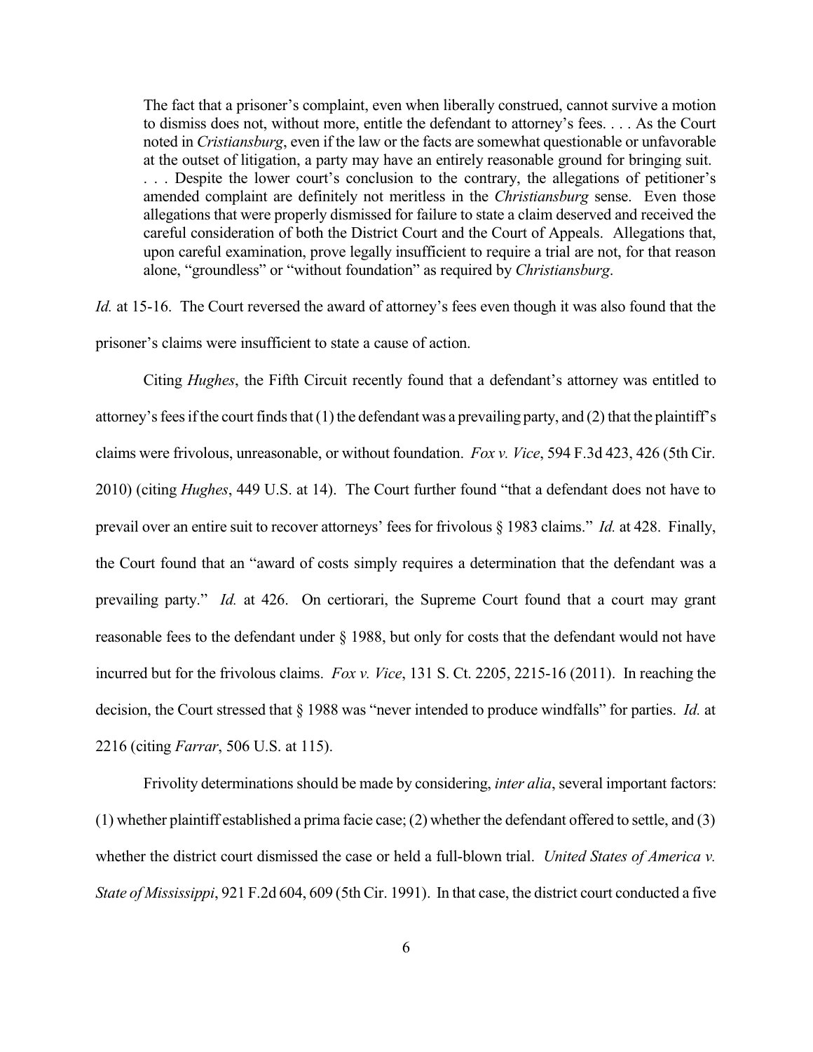> The fact that a prisoner's complaint, even when liberally construed, cannot survive a motion to dismiss does not, without more, entitle the defendant to attorney's fees. . . . As the Court noted in *Cristiansburg*, even if the law or the facts are somewhat questionable or unfavorable at the outset of litigation, a party may have an entirely reasonable ground for bringing suit. . . . Despite the lower court's conclusion to the contrary, the allegations of petitioner's amended complaint are definitely not meritless in the *Christiansburg* sense. Even those allegations that were properly dismissed for failure to state a claim deserved and received the careful consideration of both the District Court and the Court of Appeals. Allegations that, upon careful examination, prove legally insufficient to require a trial are not, for that reason alone, "groundless" or "without foundation" as required by *Christiansburg*.

*Id.* at 15-16. The Court reversed the award of attorney's fees even though it was also found that the prisoner's claims were insufficient to state a cause of action.

Citing *Hughes*, the Fifth Circuit recently found that a defendant's attorney was entitled to attorney's fees if the court finds that (1) the defendant was a prevailing party, and (2) that the plaintiff's claims were frivolous, unreasonable, or without foundation. *Fox v. Vice*, 594 F.3d 423, 426 (5th Cir. 2010) (citing *Hughes*, 449 U.S. at 14). The Court further found "that a defendant does not have to prevail over an entire suit to recover attorneys' fees for frivolous § 1983 claims." *Id.* at 428. Finally, the Court found that an "award of costs simply requires a determination that the defendant was a prevailing party." *Id.* at 426. On certiorari, the Supreme Court found that a court may grant reasonable fees to the defendant under § 1988, but only for costs that the defendant would not have incurred but for the frivolous claims. *Fox v. Vice*, 131 S. Ct. 2205, 2215-16 (2011). In reaching the decision, the Court stressed that § 1988 was "never intended to produce windfalls" for parties. *Id.* at 2216 (citing *Farrar*, 506 U.S. at 115).

Frivolity determinations should be made by considering, *inter alia*, several important factors: (1) whether plaintiff established a prima facie case; (2) whether the defendant offered to settle, and (3) whether the district court dismissed the case or held a full-blown trial. *United States of America v. State of Mississippi*, 921 F.2d 604, 609 (5th Cir. 1991). In that case, the district court conducted a five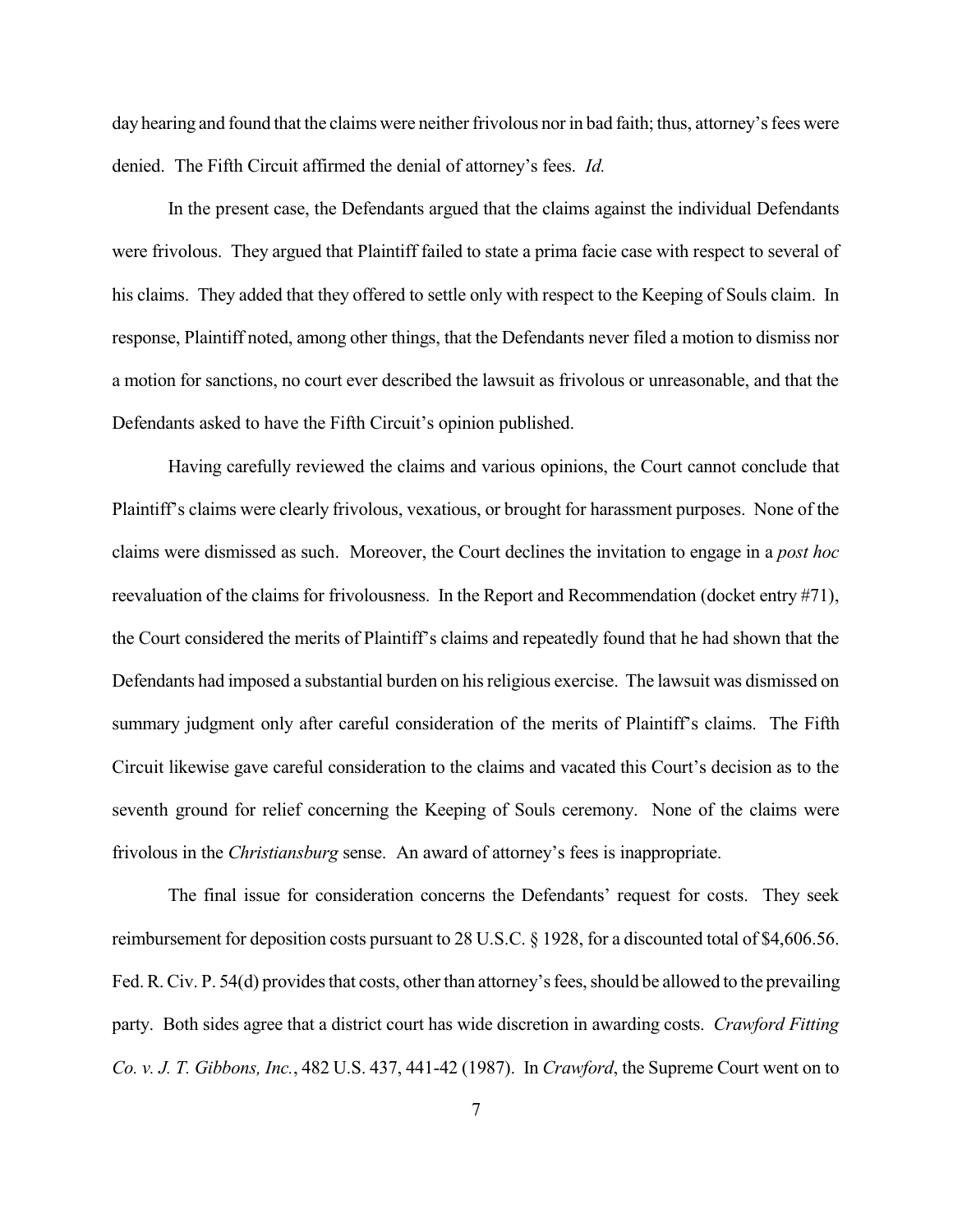day hearing and found that the claims were neither frivolous nor in bad faith; thus, attorney's fees were denied. The Fifth Circuit affirmed the denial of attorney's fees. *Id.*

In the present case, the Defendants argued that the claims against the individual Defendants were frivolous. They argued that Plaintiff failed to state a prima facie case with respect to several of his claims. They added that they offered to settle only with respect to the Keeping of Souls claim. In response, Plaintiff noted, among other things, that the Defendants never filed a motion to dismiss nor a motion for sanctions, no court ever described the lawsuit as frivolous or unreasonable, and that the Defendants asked to have the Fifth Circuit's opinion published.

Having carefully reviewed the claims and various opinions, the Court cannot conclude that Plaintiff's claims were clearly frivolous, vexatious, or brought for harassment purposes. None of the claims were dismissed as such. Moreover, the Court declines the invitation to engage in a *post hoc* reevaluation of the claims for frivolousness. In the Report and Recommendation (docket entry #71), the Court considered the merits of Plaintiff's claims and repeatedly found that he had shown that the Defendants had imposed a substantial burden on his religious exercise. The lawsuit was dismissed on summary judgment only after careful consideration of the merits of Plaintiff's claims. The Fifth Circuit likewise gave careful consideration to the claims and vacated this Court's decision as to the seventh ground for relief concerning the Keeping of Souls ceremony. None of the claims were frivolous in the *Christiansburg* sense. An award of attorney's fees is inappropriate.

The final issue for consideration concerns the Defendants' request for costs. They seek reimbursement for deposition costs pursuant to 28 U.S.C. § 1928, for a discounted total of $4,606.56. Fed. R. Civ. P. 54(d) provides that costs, other than attorney's fees, should be allowed to the prevailing party. Both sides agree that a district court has wide discretion in awarding costs. *Crawford Fitting Co. v. J. T. Gibbons, Inc.*, 482 U.S. 437, 441-42 (1987). In *Crawford*, the Supreme Court went on to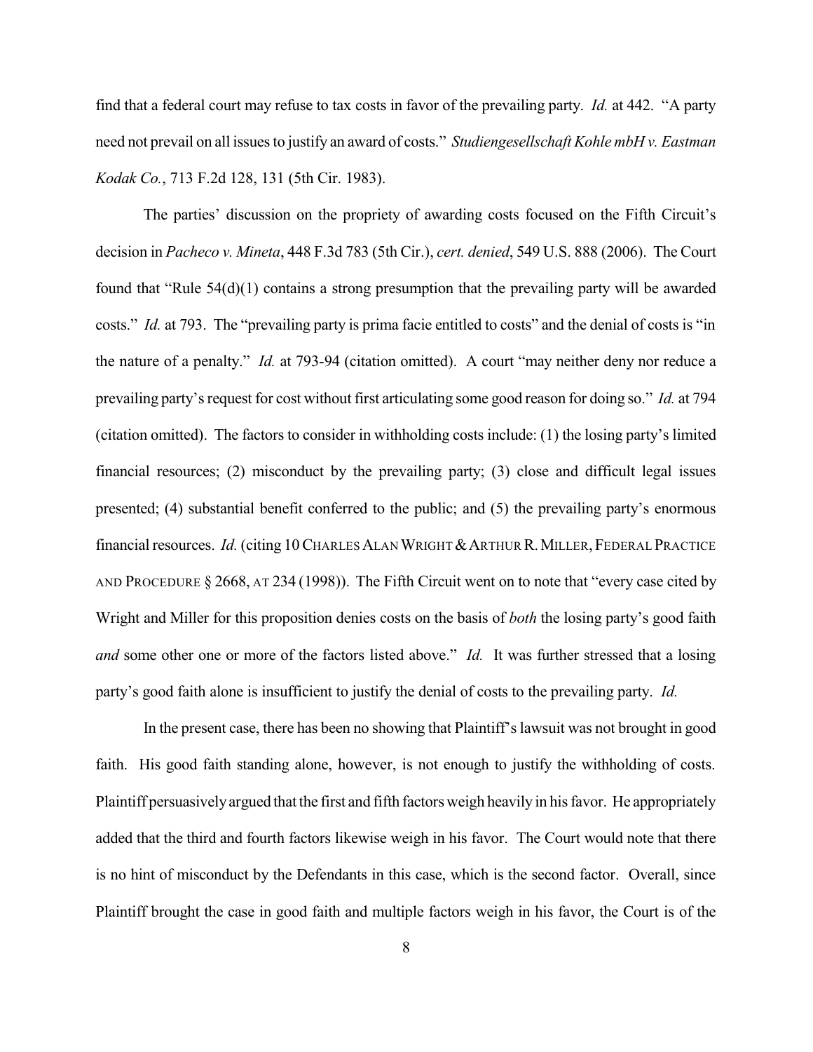find that a federal court may refuse to tax costs in favor of the prevailing party. *Id.* at 442. "A party need not prevail on all issues to justify an award of costs." *Studiengesellschaft Kohle mbH v. Eastman Kodak Co.*, 713 F.2d 128, 131 (5th Cir. 1983).

The parties' discussion on the propriety of awarding costs focused on the Fifth Circuit's decision in *Pacheco v. Mineta*, 448 F.3d 783 (5th Cir.), *cert. denied*, 549 U.S. 888 (2006). The Court found that "Rule 54(d)(1) contains a strong presumption that the prevailing party will be awarded costs." *Id.* at 793. The "prevailing party is prima facie entitled to costs" and the denial of costs is "in the nature of a penalty." *Id.* at 793-94 (citation omitted). A court "may neither deny nor reduce a prevailing party's request for cost without first articulating some good reason for doing so." *Id.* at 794 (citation omitted). The factors to consider in withholding costs include: (1) the losing party's limited financial resources; (2) misconduct by the prevailing party; (3) close and difficult legal issues presented; (4) substantial benefit conferred to the public; and (5) the prevailing party's enormous financial resources. *Id.* (citing 10 CHARLES ALAN WRIGHT & ARTHUR R. MILLER, FEDERAL PRACTICE AND PROCEDURE § 2668, AT 234 (1998)). The Fifth Circuit went on to note that "every case cited by Wright and Miller for this proposition denies costs on the basis of *both* the losing party's good faith *and* some other one or more of the factors listed above." *Id.* It was further stressed that a losing party's good faith alone is insufficient to justify the denial of costs to the prevailing party. *Id.*

In the present case, there has been no showing that Plaintiff's lawsuit was not brought in good faith. His good faith standing alone, however, is not enough to justify the withholding of costs. Plaintiff persuasively argued that the first and fifth factors weigh heavily in his favor. He appropriately added that the third and fourth factors likewise weigh in his favor. The Court would note that there is no hint of misconduct by the Defendants in this case, which is the second factor. Overall, since Plaintiff brought the case in good faith and multiple factors weigh in his favor, the Court is of the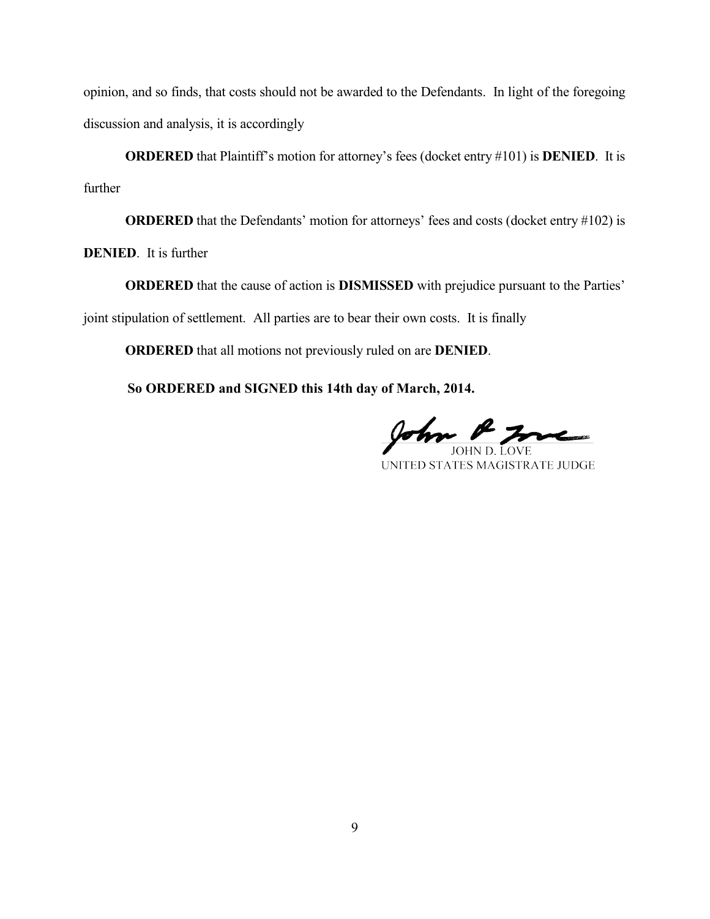opinion, and so finds, that costs should not be awarded to the Defendants. In light of the foregoing discussion and analysis, it is accordingly

**ORDERED** that Plaintiff's motion for attorney's fees (docket entry #101) is **DENIED**. It is further

**ORDERED** that the Defendants' motion for attorneys' fees and costs (docket entry #102) is **DENIED**. It is further

**ORDERED** that the cause of action is **DISMISSED** with prejudice pursuant to the Parties' joint stipulation of settlement. All parties are to bear their own costs. It is finally

**ORDERED** that all motions not previously ruled on are **DENIED**.

**So ORDERED and SIGNED this 14th day of March, 2014.**

JOHN D. LOVE
UNITED STATES MAGISTRATE JUDGE